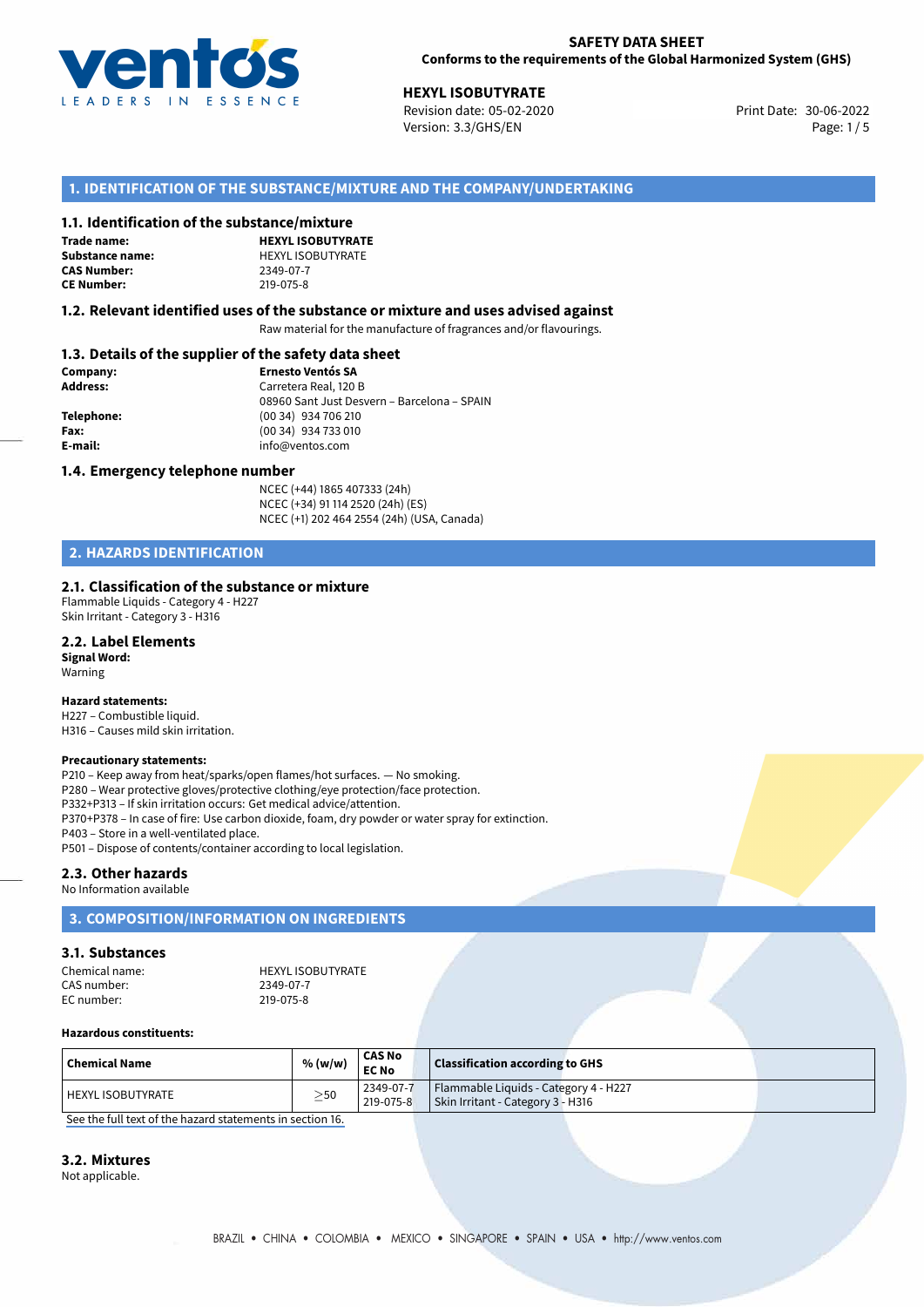**SAFETY DATA SHEET**
**Conforms to the requirements of the Global Harmonized System (GHS)**

**HEXYL ISOBUTYRATE**
Revision date: 05-02-2020
Version: 3.3/GHS/EN
Print Date: 30-06-2022

## 1. IDENTIFICATION OF THE SUBSTANCE/MIXTURE AND THE COMPANY/UNDERTAKING

### 1.1. Identification of the substance/mixture

**Trade name:** **HEXYL ISOBUTYRATE**
**Substance name:** HEXYL ISOBUTYRATE
**CAS Number:** 2349-07-7
**CE Number:** 219-075-8

### 1.2. Relevant identified uses of the substance or mixture and uses advised against

Raw material for the manufacture of fragrances and/or flavourings.

### 1.3. Details of the supplier of the safety data sheet

**Company:** **Ernesto Ventós SA**
**Address:** Carretera Real, 120 B
08960 Sant Just Desvern – Barcelona – SPAIN
**Telephone:** (00 34) 934 706 210
**Fax:** (00 34) 934 733 010
**E-mail:** info@ventos.com

### 1.4. Emergency telephone number

NCEC (+44) 1865 407333 (24h)
NCEC (+34) 91 114 2520 (24h) (ES)
NCEC (+1) 202 464 2554 (24h) (USA, Canada)

## 2. HAZARDS IDENTIFICATION

### 2.1. Classification of the substance or mixture

Flammable Liquids - Category 4 - H227
Skin Irritant - Category 3 - H316

### 2.2. Label Elements

**Signal Word:**
Warning

**Hazard statements:**
H227 – Combustible liquid.
H316 – Causes mild skin irritation.

**Precautionary statements:**
P210 – Keep away from heat/sparks/open flames/hot surfaces. — No smoking.
P280 – Wear protective gloves/protective clothing/eye protection/face protection.
P332+P313 – If skin irritation occurs: Get medical advice/attention.
P370+P378 – In case of fire: Use carbon dioxide, foam, dry powder or water spray for extinction.
P403 – Store in a well-ventilated place.
P501 – Dispose of contents/container according to local legislation.

### 2.3. Other hazards

No Information available

## 3. COMPOSITION/INFORMATION ON INGREDIENTS

### 3.1. Substances

Chemical name: HEXYL ISOBUTYRATE
CAS number: 2349-07-7
EC number: 219-075-8

**Hazardous constituents:**

| Chemical Name | % (w/w) | CAS No EC No | Classification according to GHS |
|---|---|---|---|
| HEXYL ISOBUTYRATE | ≥50 | 2349-07-7 219-075-8 | Flammable Liquids - Category 4 - H227 Skin Irritant - Category 3 - H316 |

See the full text of the hazard statements in section 16.

### 3.2. Mixtures

Not applicable.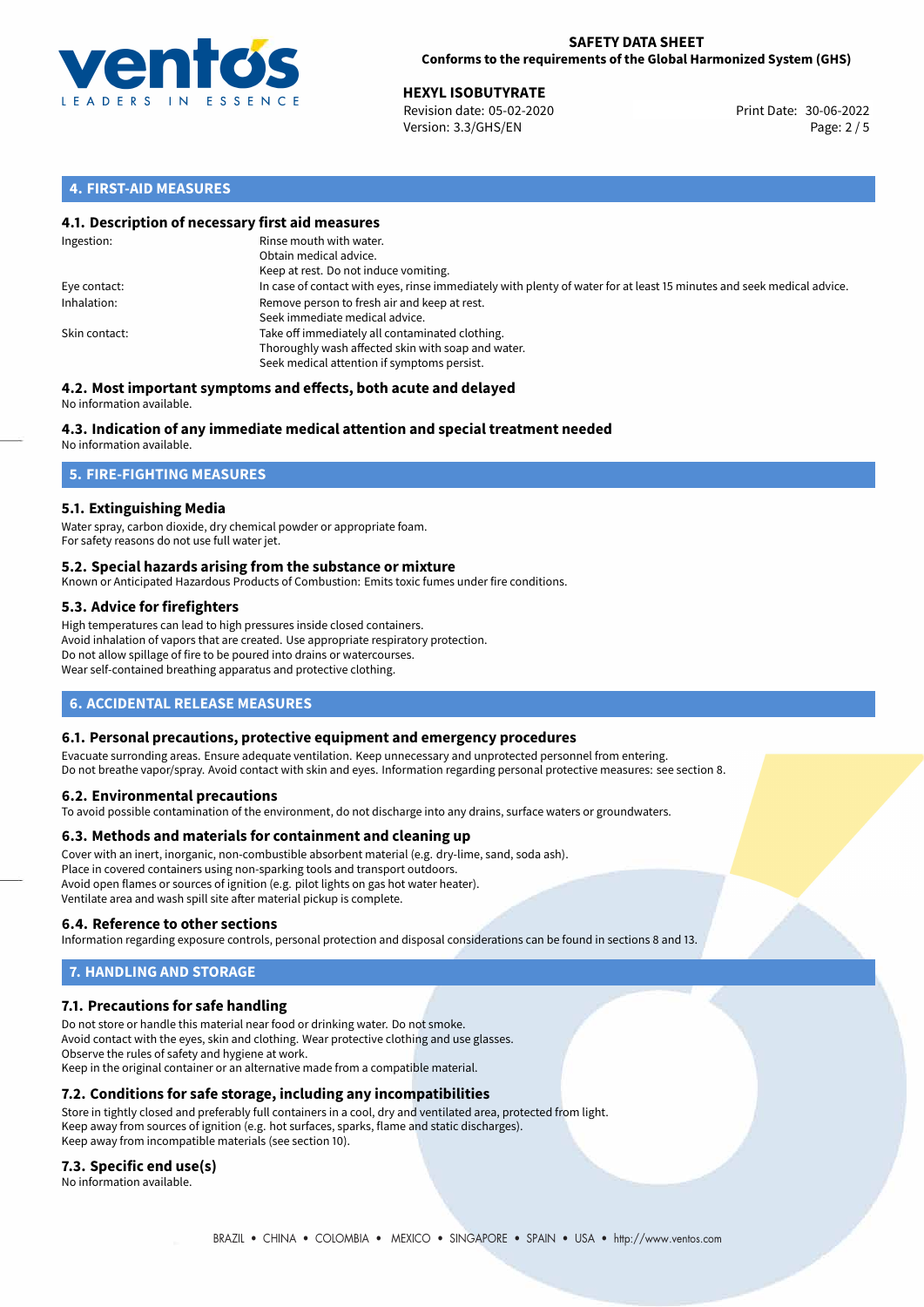## 4. FIRST-AID MEASURES

### 4.1. Description of necessary first aid measures

| | |
|---|---|
| Ingestion: | Rinse mouth with water.<br>Obtain medical advice.<br>Keep at rest. Do not induce vomiting. |
| Eye contact: | In case of contact with eyes, rinse immediately with plenty of water for at least 15 minutes and seek medical advice. |
| Inhalation: | Remove person to fresh air and keep at rest.<br>Seek immediate medical advice. |
| Skin contact: | Take off immediately all contaminated clothing.<br>Thoroughly wash affected skin with soap and water.<br>Seek medical attention if symptoms persist. |

### 4.2. Most important symptoms and effects, both acute and delayed

No information available.

### 4.3. Indication of any immediate medical attention and special treatment needed

No information available.

## 5. FIRE-FIGHTING MEASURES

### 5.1. Extinguishing Media

Water spray, carbon dioxide, dry chemical powder or appropriate foam.
For safety reasons do not use full water jet.

### 5.2. Special hazards arising from the substance or mixture

Known or Anticipated Hazardous Products of Combustion: Emits toxic fumes under fire conditions.

### 5.3. Advice for firefighters

High temperatures can lead to high pressures inside closed containers.
Avoid inhalation of vapors that are created. Use appropriate respiratory protection.
Do not allow spillage of fire to be poured into drains or watercourses.
Wear self-contained breathing apparatus and protective clothing.

## 6. ACCIDENTAL RELEASE MEASURES

### 6.1. Personal precautions, protective equipment and emergency procedures

Evacuate surronding areas. Ensure adequate ventilation. Keep unnecessary and unprotected personnel from entering.
Do not breathe vapor/spray. Avoid contact with skin and eyes. Information regarding personal protective measures: see section 8.

### 6.2. Environmental precautions

To avoid possible contamination of the environment, do not discharge into any drains, surface waters or groundwaters.

### 6.3. Methods and materials for containment and cleaning up

Cover with an inert, inorganic, non-combustible absorbent material (e.g. dry-lime, sand, soda ash).
Place in covered containers using non-sparking tools and transport outdoors.
Avoid open flames or sources of ignition (e.g. pilot lights on gas hot water heater).
Ventilate area and wash spill site after material pickup is complete.

### 6.4. Reference to other sections

Information regarding exposure controls, personal protection and disposal considerations can be found in sections 8 and 13.

## 7. HANDLING AND STORAGE

### 7.1. Precautions for safe handling

Do not store or handle this material near food or drinking water. Do not smoke.
Avoid contact with the eyes, skin and clothing. Wear protective clothing and use glasses.
Observe the rules of safety and hygiene at work.
Keep in the original container or an alternative made from a compatible material.

### 7.2. Conditions for safe storage, including any incompatibilities

Store in tightly closed and preferably full containers in a cool, dry and ventilated area, protected from light.
Keep away from sources of ignition (e.g. hot surfaces, sparks, flame and static discharges).
Keep away from incompatible materials (see section 10).

### 7.3. Specific end use(s)

No information available.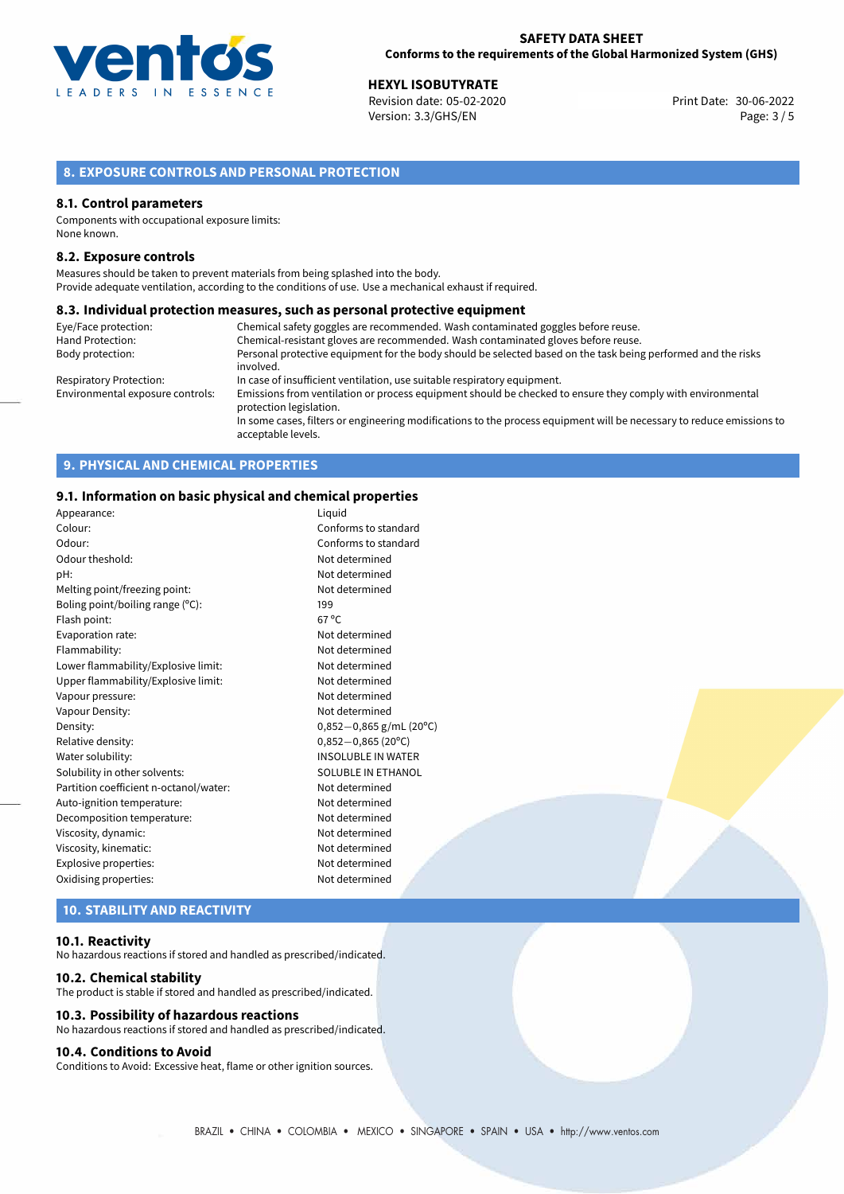## 8. EXPOSURE CONTROLS AND PERSONAL PROTECTION

### 8.1. Control parameters

Components with occupational exposure limits:
None known.

### 8.2. Exposure controls

Measures should be taken to prevent materials from being splashed into the body.
Provide adequate ventilation, according to the conditions of use. Use a mechanical exhaust if required.

### 8.3. Individual protection measures, such as personal protective equipment

| | |
|---|---|
| Eye/Face protection: | Chemical safety goggles are recommended. Wash contaminated goggles before reuse. |
| Hand Protection: | Chemical-resistant gloves are recommended. Wash contaminated gloves before reuse. |
| Body protection: | Personal protective equipment for the body should be selected based on the task being performed and the risks involved. |
| Respiratory Protection: | In case of insufficient ventilation, use suitable respiratory equipment. |
| Environmental exposure controls: | Emissions from ventilation or process equipment should be checked to ensure they comply with environmental protection legislation. In some cases, filters or engineering modifications to the process equipment will be necessary to reduce emissions to acceptable levels. |

## 9. PHYSICAL AND CHEMICAL PROPERTIES

### 9.1. Information on basic physical and chemical properties

| | |
|---|---|
| Appearance: | Liquid |
| Colour: | Conforms to standard |
| Odour: | Conforms to standard |
| Odour theshold: | Not determined |
| pH: | Not determined |
| Melting point/freezing point: | Not determined |
| Boling point/boiling range (°C): | 199 |
| Flash point: | 67 °C |
| Evaporation rate: | Not determined |
| Flammability: | Not determined |
| Lower flammability/Explosive limit: | Not determined |
| Upper flammability/Explosive limit: | Not determined |
| Vapour pressure: | Not determined |
| Vapour Density: | Not determined |
| Density: | 0,852−0,865 g/mL (20°C) |
| Relative density: | 0,852−0,865 (20°C) |
| Water solubility: | INSOLUBLE IN WATER |
| Solubility in other solvents: | SOLUBLE IN ETHANOL |
| Partition coefficient n-octanol/water: | Not determined |
| Auto-ignition temperature: | Not determined |
| Decomposition temperature: | Not determined |
| Viscosity, dynamic: | Not determined |
| Viscosity, kinematic: | Not determined |
| Explosive properties: | Not determined |
| Oxidising properties: | Not determined |

## 10. STABILITY AND REACTIVITY

### 10.1. Reactivity

No hazardous reactions if stored and handled as prescribed/indicated.

### 10.2. Chemical stability

The product is stable if stored and handled as prescribed/indicated.

### 10.3. Possibility of hazardous reactions

No hazardous reactions if stored and handled as prescribed/indicated.

### 10.4. Conditions to Avoid

Conditions to Avoid: Excessive heat, flame or other ignition sources.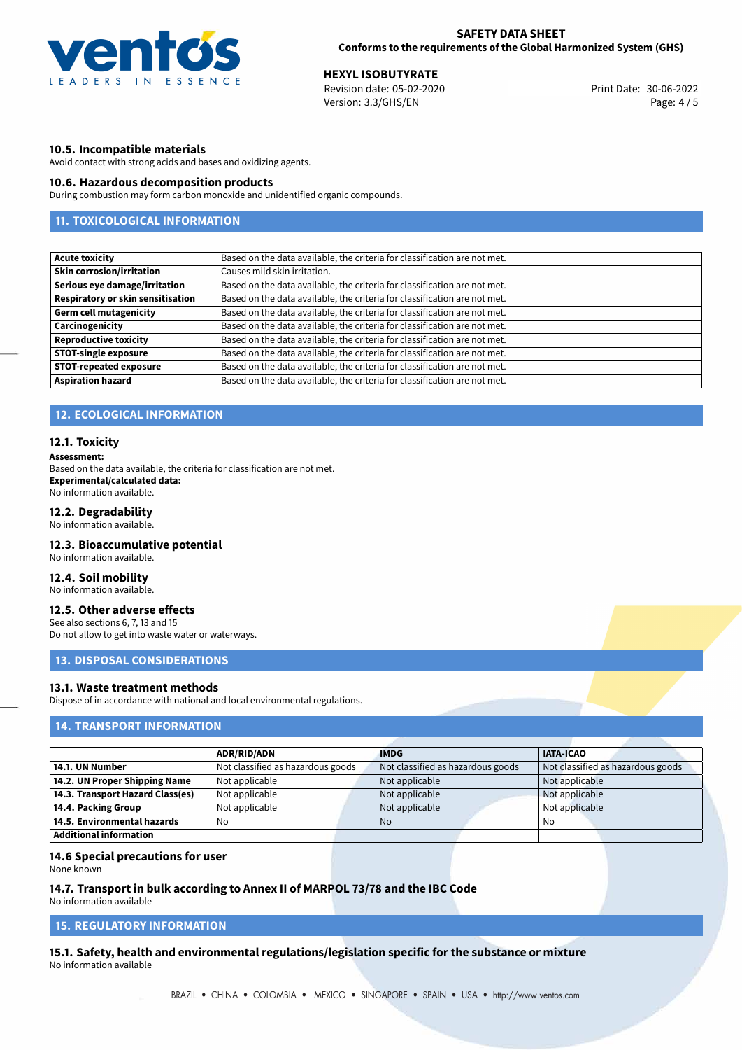### 10.5. Incompatible materials

Avoid contact with strong acids and bases and oxidizing agents.

### 10.6. Hazardous decomposition products

During combustion may form carbon monoxide and unidentified organic compounds.

## 11. TOXICOLOGICAL INFORMATION

| | |
|---|---|
| **Acute toxicity** | Based on the data available, the criteria for classification are not met. |
| **Skin corrosion/irritation** | Causes mild skin irritation. |
| **Serious eye damage/irritation** | Based on the data available, the criteria for classification are not met. |
| **Respiratory or skin sensitisation** | Based on the data available, the criteria for classification are not met. |
| **Germ cell mutagenicity** | Based on the data available, the criteria for classification are not met. |
| **Carcinogenicity** | Based on the data available, the criteria for classification are not met. |
| **Reproductive toxicity** | Based on the data available, the criteria for classification are not met. |
| **STOT-single exposure** | Based on the data available, the criteria for classification are not met. |
| **STOT-repeated exposure** | Based on the data available, the criteria for classification are not met. |
| **Aspiration hazard** | Based on the data available, the criteria for classification are not met. |

## 12. ECOLOGICAL INFORMATION

### 12.1. Toxicity

**Assessment:**
Based on the data available, the criteria for classification are not met.
**Experimental/calculated data:**
No information available.

### 12.2. Degradability

No information available.

### 12.3. Bioaccumulative potential

No information available.

### 12.4. Soil mobility

No information available.

### 12.5. Other adverse effects

See also sections 6, 7, 13 and 15
Do not allow to get into waste water or waterways.

## 13. DISPOSAL CONSIDERATIONS

### 13.1. Waste treatment methods

Dispose of in accordance with national and local environmental regulations.

## 14. TRANSPORT INFORMATION

| | ADR/RID/ADN | IMDG | IATA-ICAO |
|---|---|---|---|
| **14.1. UN Number** | Not classified as hazardous goods | Not classified as hazardous goods | Not classified as hazardous goods |
| **14.2. UN Proper Shipping Name** | Not applicable | Not applicable | Not applicable |
| **14.3. Transport Hazard Class(es)** | Not applicable | Not applicable | Not applicable |
| **14.4. Packing Group** | Not applicable | Not applicable | Not applicable |
| **14.5. Environmental hazards** | No | No | No |
| **Additional information** | | | |

### 14.6 Special precautions for user

None known

### 14.7. Transport in bulk according to Annex II of MARPOL 73/78 and the IBC Code

No information available

## 15. REGULATORY INFORMATION

### 15.1. Safety, health and environmental regulations/legislation specific for the substance or mixture

No information available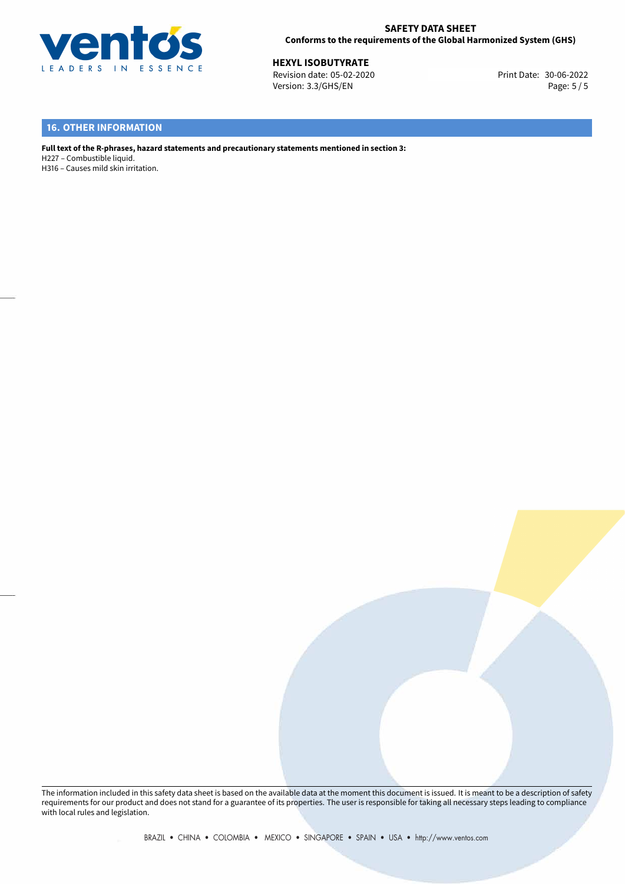## 16. OTHER INFORMATION

**Full text of the R-phrases, hazard statements and precautionary statements mentioned in section 3:**

H227 – Combustible liquid.
H316 – Causes mild skin irritation.

The information included in this safety data sheet is based on the available data at the moment this document is issued. It is meant to be a description of safety requirements for our product and does not stand for a guarantee of its properties. The user is responsible for taking all necessary steps leading to compliance with local rules and legislation.